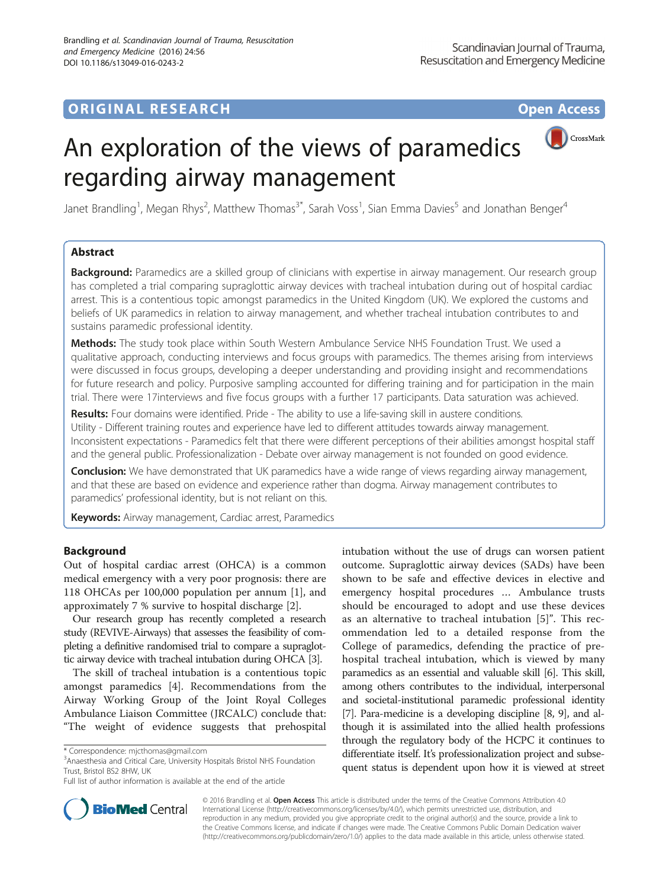ORIGINAL RESEARCH Open Access

# An exploration of the views of paramedics regarding airway management

Janet Brandling[1], Megan Rhys[2], Matthew Thomas[3*], Sarah Voss[1], Sian Emma Davies[5] and Jonathan Benger[4]

## Abstract

**Background:** Paramedics are a skilled group of clinicians with expertise in airway management. Our research group has completed a trial comparing supraglottic airway devices with tracheal intubation during out of hospital cardiac arrest. This is a contentious topic amongst paramedics in the United Kingdom (UK). We explored the customs and beliefs of UK paramedics in relation to airway management, and whether tracheal intubation contributes to and sustains paramedic professional identity.

**Methods:** The study took place within South Western Ambulance Service NHS Foundation Trust. We used a qualitative approach, conducting interviews and focus groups with paramedics. The themes arising from interviews were discussed in focus groups, developing a deeper understanding and providing insight and recommendations for future research and policy. Purposive sampling accounted for differing training and for participation in the main trial. There were 17interviews and five focus groups with a further 17 participants. Data saturation was achieved.

**Results:** Four domains were identified. Pride - The ability to use a life-saving skill in austere conditions. Utility - Different training routes and experience have led to different attitudes towards airway management. Inconsistent expectations - Paramedics felt that there were different perceptions of their abilities amongst hospital staff and the general public. Professionalization - Debate over airway management is not founded on good evidence.

**Conclusion:** We have demonstrated that UK paramedics have a wide range of views regarding airway management, and that these are based on evidence and experience rather than dogma. Airway management contributes to paramedics' professional identity, but is not reliant on this.

**Keywords:** Airway management, Cardiac arrest, Paramedics

## Background

Out of hospital cardiac arrest (OHCA) is a common medical emergency with a very poor prognosis: there are 118 OHCAs per 100,000 population per annum [1], and approximately 7 % survive to hospital discharge [2].

Our research group has recently completed a research study (REVIVE-Airways) that assesses the feasibility of completing a definitive randomised trial to compare a supraglottic airway device with tracheal intubation during OHCA [3].

The skill of tracheal intubation is a contentious topic amongst paramedics [4]. Recommendations from the Airway Working Group of the Joint Royal Colleges Ambulance Liaison Committee (JRCALC) conclude that: "The weight of evidence suggests that prehospital intubation without the use of drugs can worsen patient outcome. Supraglottic airway devices (SADs) have been shown to be safe and effective devices in elective and emergency hospital procedures … Ambulance trusts should be encouraged to adopt and use these devices as an alternative to tracheal intubation [5]". This recommendation led to a detailed response from the College of paramedics, defending the practice of pre-hospital tracheal intubation, which is viewed by many paramedics as an essential and valuable skill [6]. This skill, among others contributes to the individual, interpersonal and societal-institutional paramedic professional identity [7]. Para-medicine is a developing discipline [8, 9], and although it is assimilated into the allied health professions through the regulatory body of the HCPC it continues to differentiate itself. It's professionalization project and subsequent status is dependent upon how it is viewed at street

\* Correspondence: mjcthomas@gmail.com
[3]Anaesthesia and Critical Care, University Hospitals Bristol NHS Foundation Trust, Bristol BS2 8HW, UK
Full list of author information is available at the end of the article

© 2016 Brandling et al. **Open Access** This article is distributed under the terms of the Creative Commons Attribution 4.0 International License (http://creativecommons.org/licenses/by/4.0/), which permits unrestricted use, distribution, and reproduction in any medium, provided you give appropriate credit to the original author(s) and the source, provide a link to the Creative Commons license, and indicate if changes were made. The Creative Commons Public Domain Dedication waiver (http://creativecommons.org/publicdomain/zero/1.0/) applies to the data made available in this article, unless otherwise stated.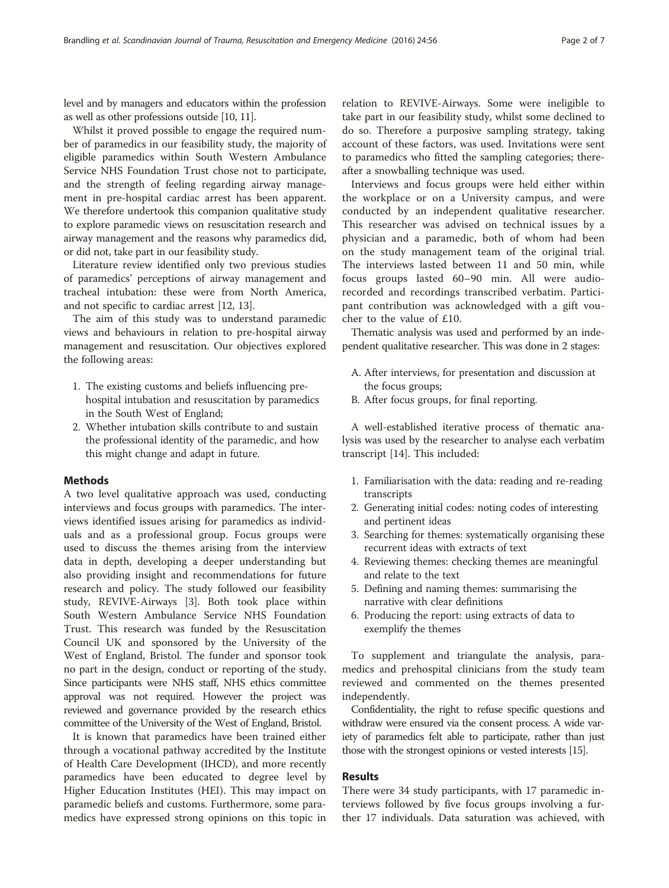level and by managers and educators within the profession as well as other professions outside [10, 11].

Whilst it proved possible to engage the required number of paramedics in our feasibility study, the majority of eligible paramedics within South Western Ambulance Service NHS Foundation Trust chose not to participate, and the strength of feeling regarding airway management in pre-hospital cardiac arrest has been apparent. We therefore undertook this companion qualitative study to explore paramedic views on resuscitation research and airway management and the reasons why paramedics did, or did not, take part in our feasibility study.

Literature review identified only two previous studies of paramedics' perceptions of airway management and tracheal intubation: these were from North America, and not specific to cardiac arrest [12, 13].

The aim of this study was to understand paramedic views and behaviours in relation to pre-hospital airway management and resuscitation. Our objectives explored the following areas:

1. The existing customs and beliefs influencing pre-hospital intubation and resuscitation by paramedics in the South West of England;
2. Whether intubation skills contribute to and sustain the professional identity of the paramedic, and how this might change and adapt in future.

## Methods

A two level qualitative approach was used, conducting interviews and focus groups with paramedics. The interviews identified issues arising for paramedics as individuals and as a professional group. Focus groups were used to discuss the themes arising from the interview data in depth, developing a deeper understanding but also providing insight and recommendations for future research and policy. The study followed our feasibility study, REVIVE-Airways [3]. Both took place within South Western Ambulance Service NHS Foundation Trust. This research was funded by the Resuscitation Council UK and sponsored by the University of the West of England, Bristol. The funder and sponsor took no part in the design, conduct or reporting of the study. Since participants were NHS staff, NHS ethics committee approval was not required. However the project was reviewed and governance provided by the research ethics committee of the University of the West of England, Bristol.

It is known that paramedics have been trained either through a vocational pathway accredited by the Institute of Health Care Development (IHCD), and more recently paramedics have been educated to degree level by Higher Education Institutes (HEI). This may impact on paramedic beliefs and customs. Furthermore, some paramedics have expressed strong opinions on this topic in relation to REVIVE-Airways. Some were ineligible to take part in our feasibility study, whilst some declined to do so. Therefore a purposive sampling strategy, taking account of these factors, was used. Invitations were sent to paramedics who fitted the sampling categories; thereafter a snowballing technique was used.

Interviews and focus groups were held either within the workplace or on a University campus, and were conducted by an independent qualitative researcher. This researcher was advised on technical issues by a physician and a paramedic, both of whom had been on the study management team of the original trial. The interviews lasted between 11 and 50 min, while focus groups lasted 60–90 min. All were audio-recorded and recordings transcribed verbatim. Participant contribution was acknowledged with a gift voucher to the value of £10.

Thematic analysis was used and performed by an independent qualitative researcher. This was done in 2 stages:

A. After interviews, for presentation and discussion at the focus groups;
B. After focus groups, for final reporting.

A well-established iterative process of thematic analysis was used by the researcher to analyse each verbatim transcript [14]. This included:

1. Familiarisation with the data: reading and re-reading transcripts
2. Generating initial codes: noting codes of interesting and pertinent ideas
3. Searching for themes: systematically organising these recurrent ideas with extracts of text
4. Reviewing themes: checking themes are meaningful and relate to the text
5. Defining and naming themes: summarising the narrative with clear definitions
6. Producing the report: using extracts of data to exemplify the themes

To supplement and triangulate the analysis, paramedics and prehospital clinicians from the study team reviewed and commented on the themes presented independently.

Confidentiality, the right to refuse specific questions and withdraw were ensured via the consent process. A wide variety of paramedics felt able to participate, rather than just those with the strongest opinions or vested interests [15].

## Results

There were 34 study participants, with 17 paramedic interviews followed by five focus groups involving a further 17 individuals. Data saturation was achieved, with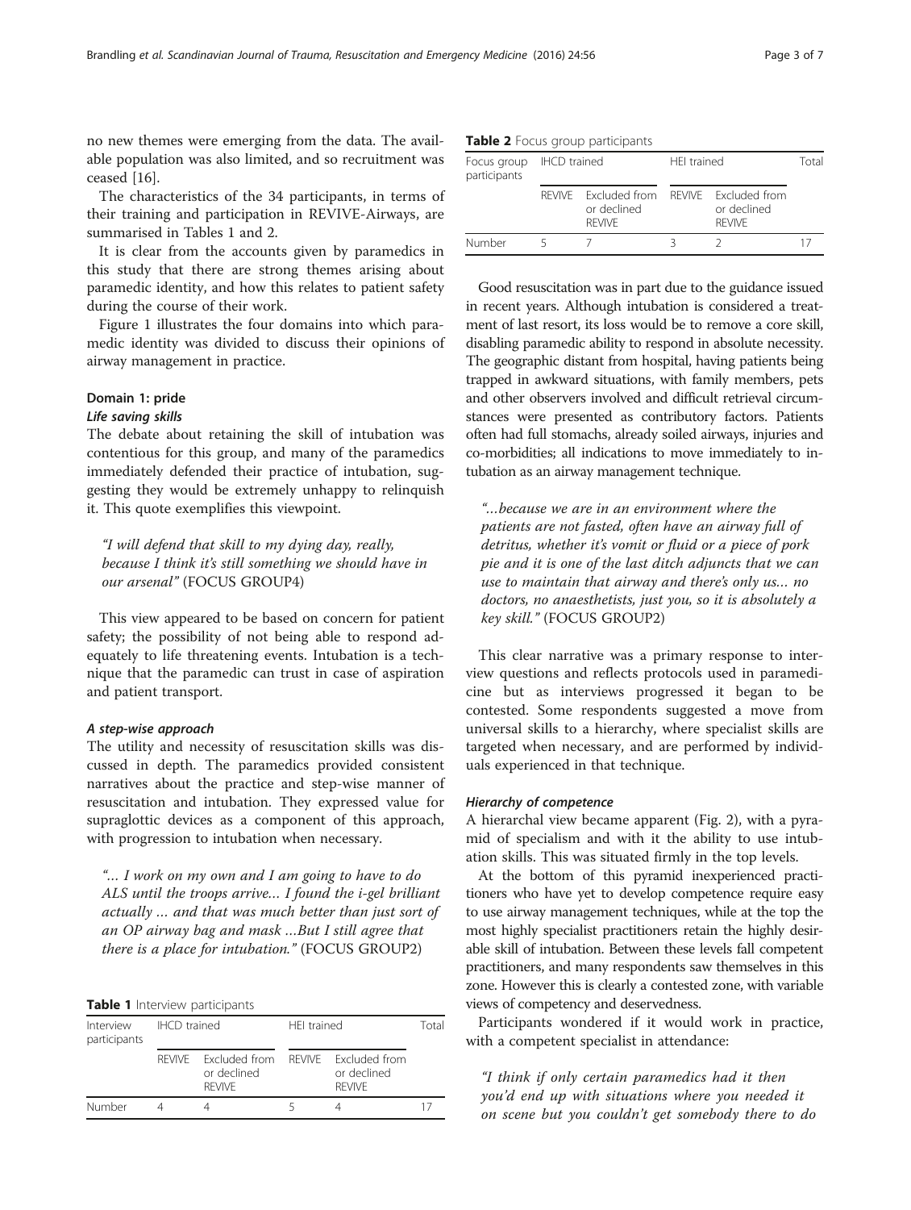no new themes were emerging from the data. The available population was also limited, and so recruitment was ceased [16].

The characteristics of the 34 participants, in terms of their training and participation in REVIVE-Airways, are summarised in Tables 1 and 2.

It is clear from the accounts given by paramedics in this study that there are strong themes arising about paramedic identity, and how this relates to patient safety during the course of their work.

Figure 1 illustrates the four domains into which paramedic identity was divided to discuss their opinions of airway management in practice.

## Domain 1: pride

### *Life saving skills*

The debate about retaining the skill of intubation was contentious for this group, and many of the paramedics immediately defended their practice of intubation, suggesting they would be extremely unhappy to relinquish it. This quote exemplifies this viewpoint.

> *"I will defend that skill to my dying day, really, because I think it's still something we should have in our arsenal"* (FOCUS GROUP4)

This view appeared to be based on concern for patient safety; the possibility of not being able to respond adequately to life threatening events. Intubation is a technique that the paramedic can trust in case of aspiration and patient transport.

### *A step-wise approach*

The utility and necessity of resuscitation skills was discussed in depth. The paramedics provided consistent narratives about the practice and step-wise manner of resuscitation and intubation. They expressed value for supraglottic devices as a component of this approach, with progression to intubation when necessary.

> *"… I work on my own and I am going to have to do ALS until the troops arrive… I found the i-gel brilliant actually … and that was much better than just sort of an OP airway bag and mask …But I still agree that there is a place for intubation."* (FOCUS GROUP2)

**Table 1** Interview participants

| Interview participants | IHCD trained | | HEI trained | | Total |
|---|---|---|---|---|---|
| | REVIVE | Excluded from or declined REVIVE | REVIVE | Excluded from or declined REVIVE | |
| Number | 4 | 4 | 5 | 4 | 17 |

**Table 2** Focus group participants

| Focus group participants | IHCD trained | | HEI trained | | Total |
|---|---|---|---|---|---|
| | REVIVE | Excluded from or declined REVIVE | REVIVE | Excluded from or declined REVIVE | |
| Number | 5 | 7 | 3 | 2 | 17 |

Good resuscitation was in part due to the guidance issued in recent years. Although intubation is considered a treatment of last resort, its loss would be to remove a core skill, disabling paramedic ability to respond in absolute necessity. The geographic distant from hospital, having patients being trapped in awkward situations, with family members, pets and other observers involved and difficult retrieval circumstances were presented as contributory factors. Patients often had full stomachs, already soiled airways, injuries and co-morbidities; all indications to move immediately to intubation as an airway management technique.

> *"…because we are in an environment where the patients are not fasted, often have an airway full of detritus, whether it's vomit or fluid or a piece of pork pie and it is one of the last ditch adjuncts that we can use to maintain that airway and there's only us… no doctors, no anaesthetists, just you, so it is absolutely a key skill."* (FOCUS GROUP2)

This clear narrative was a primary response to interview questions and reflects protocols used in paramedicine but as interviews progressed it began to be contested. Some respondents suggested a move from universal skills to a hierarchy, where specialist skills are targeted when necessary, and are performed by individuals experienced in that technique.

### *Hierarchy of competence*

A hierarchal view became apparent (Fig. 2), with a pyramid of specialism and with it the ability to use intubation skills. This was situated firmly in the top levels.

At the bottom of this pyramid inexperienced practitioners who have yet to develop competence require easy to use airway management techniques, while at the top the most highly specialist practitioners retain the highly desirable skill of intubation. Between these levels fall competent practitioners, and many respondents saw themselves in this zone. However this is clearly a contested zone, with variable views of competency and deservedness.

Participants wondered if it would work in practice, with a competent specialist in attendance:

> *"I think if only certain paramedics had it then you'd end up with situations where you needed it on scene but you couldn't get somebody there to do*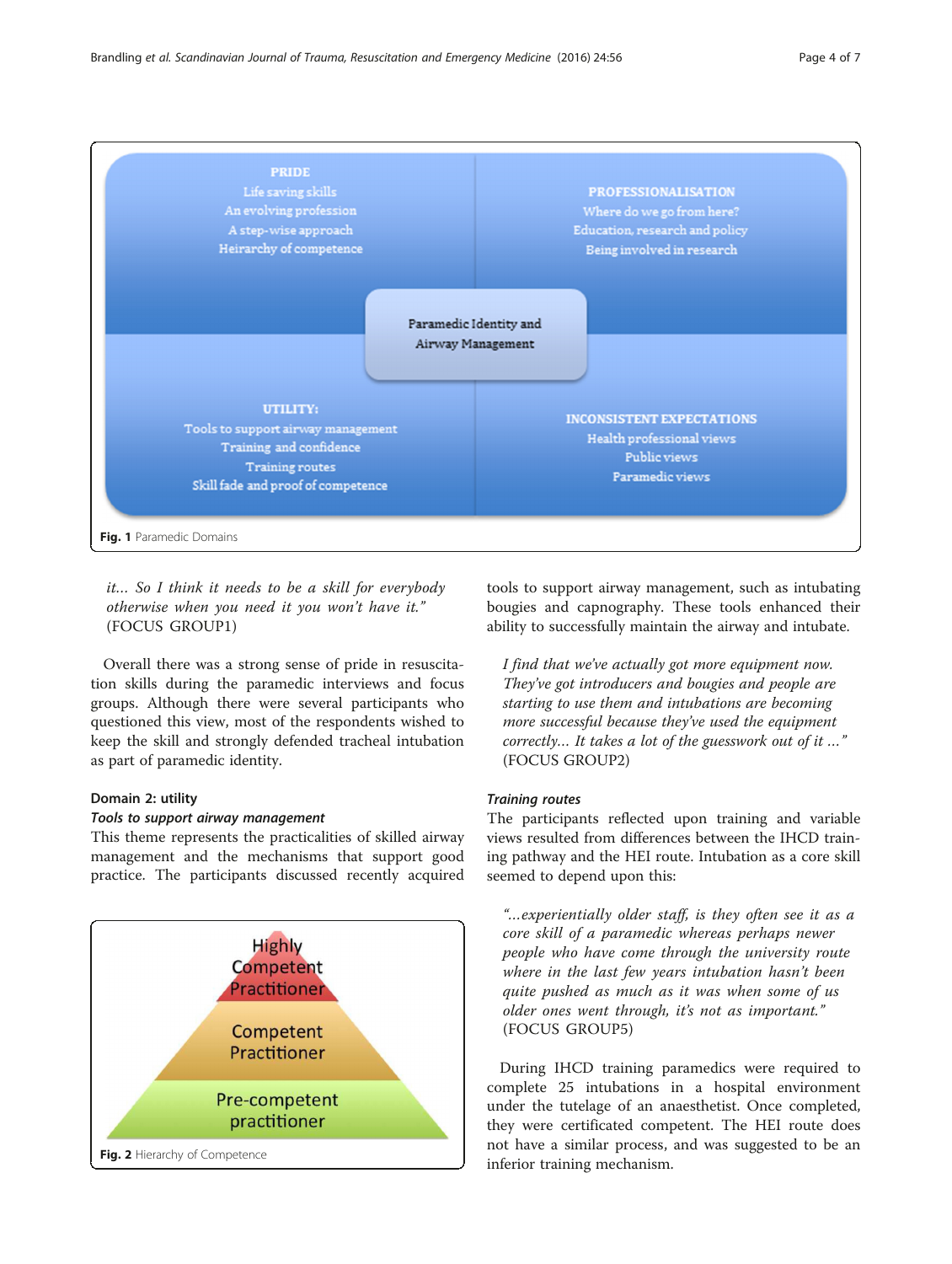**PRIDE**
Life saving skills
An evolving profession
A step-wise approach
Heirarchy of competence

**PROFESSIONALISATION**
Where do we go from here?
Education, research and policy
Being involved in research

Paramedic Identity and Airway Management

**UTILITY:**
Tools to support airway management
Training and confidence
Training routes
Skill fade and proof of competence

**INCONSISTENT EXPECTATIONS**
Health professional views
Public views
Paramedic views

**Fig. 1** Paramedic Domains

> *it... So I think it needs to be a skill for everybody otherwise when you need it you won't have it."* (FOCUS GROUP1)

Overall there was a strong sense of pride in resuscitation skills during the paramedic interviews and focus groups. Although there were several participants who questioned this view, most of the respondents wished to keep the skill and strongly defended tracheal intubation as part of paramedic identity.

#### Domain 2: utility

##### *Tools to support airway management*

This theme represents the practicalities of skilled airway management and the mechanisms that support good practice. The participants discussed recently acquired tools to support airway management, such as intubating bougies and capnography. These tools enhanced their ability to successfully maintain the airway and intubate.

> *I find that we've actually got more equipment now. They've got introducers and bougies and people are starting to use them and intubations are becoming more successful because they've used the equipment correctly... It takes a lot of the guesswork out of it ..."* (FOCUS GROUP2)

Highly Competent Practitioner
Competent Practitioner
Pre-competent practitioner

**Fig. 2** Hierarchy of Competence

##### *Training routes*

The participants reflected upon training and variable views resulted from differences between the IHCD training pathway and the HEI route. Intubation as a core skill seemed to depend upon this:

> *"...experientially older staff, is they often see it as a core skill of a paramedic whereas perhaps newer people who have come through the university route where in the last few years intubation hasn't been quite pushed as much as it was when some of us older ones went through, it's not as important."* (FOCUS GROUP5)

During IHCD training paramedics were required to complete 25 intubations in a hospital environment under the tutelage of an anaesthetist. Once completed, they were certificated competent. The HEI route does not have a similar process, and was suggested to be an inferior training mechanism.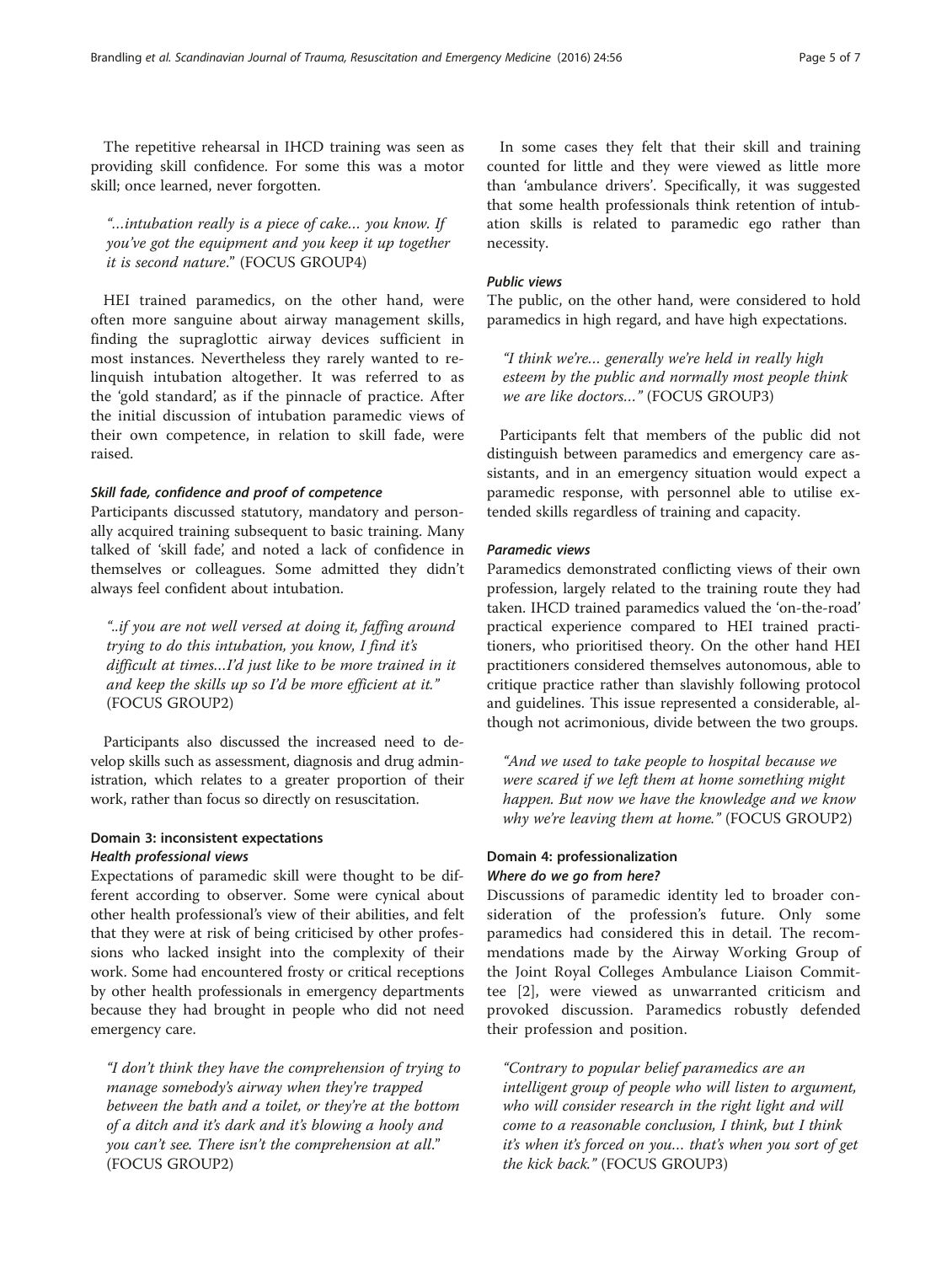The repetitive rehearsal in IHCD training was seen as providing skill confidence. For some this was a motor skill; once learned, never forgotten.

> *"…intubation really is a piece of cake… you know. If you've got the equipment and you keep it up together it is second nature."* (FOCUS GROUP4)

HEI trained paramedics, on the other hand, were often more sanguine about airway management skills, finding the supraglottic airway devices sufficient in most instances. Nevertheless they rarely wanted to relinquish intubation altogether. It was referred to as the 'gold standard', as if the pinnacle of practice. After the initial discussion of intubation paramedic views of their own competence, in relation to skill fade, were raised.

#### *Skill fade, confidence and proof of competence*

Participants discussed statutory, mandatory and personally acquired training subsequent to basic training. Many talked of 'skill fade', and noted a lack of confidence in themselves or colleagues. Some admitted they didn't always feel confident about intubation.

> *"..if you are not well versed at doing it, faffing around trying to do this intubation, you know, I find it's difficult at times…I'd just like to be more trained in it and keep the skills up so I'd be more efficient at it."* (FOCUS GROUP2)

Participants also discussed the increased need to develop skills such as assessment, diagnosis and drug administration, which relates to a greater proportion of their work, rather than focus so directly on resuscitation.

### Domain 3: inconsistent expectations

#### *Health professional views*

Expectations of paramedic skill were thought to be different according to observer. Some were cynical about other health professional's view of their abilities, and felt that they were at risk of being criticised by other professions who lacked insight into the complexity of their work. Some had encountered frosty or critical receptions by other health professionals in emergency departments because they had brought in people who did not need emergency care.

> *"I don't think they have the comprehension of trying to manage somebody's airway when they're trapped between the bath and a toilet, or they're at the bottom of a ditch and it's dark and it's blowing a hooly and you can't see. There isn't the comprehension at all."* (FOCUS GROUP2)

In some cases they felt that their skill and training counted for little and they were viewed as little more than 'ambulance drivers'. Specifically, it was suggested that some health professionals think retention of intubation skills is related to paramedic ego rather than necessity.

#### *Public views*

The public, on the other hand, were considered to hold paramedics in high regard, and have high expectations.

> *"I think we're… generally we're held in really high esteem by the public and normally most people think we are like doctors…"* (FOCUS GROUP3)

Participants felt that members of the public did not distinguish between paramedics and emergency care assistants, and in an emergency situation would expect a paramedic response, with personnel able to utilise extended skills regardless of training and capacity.

#### *Paramedic views*

Paramedics demonstrated conflicting views of their own profession, largely related to the training route they had taken. IHCD trained paramedics valued the 'on-the-road' practical experience compared to HEI trained practitioners, who prioritised theory. On the other hand HEI practitioners considered themselves autonomous, able to critique practice rather than slavishly following protocol and guidelines. This issue represented a considerable, although not acrimonious, divide between the two groups.

> *"And we used to take people to hospital because we were scared if we left them at home something might happen. But now we have the knowledge and we know why we're leaving them at home."* (FOCUS GROUP2)

### Domain 4: professionalization

#### *Where do we go from here?*

Discussions of paramedic identity led to broader consideration of the profession's future. Only some paramedics had considered this in detail. The recommendations made by the Airway Working Group of the Joint Royal Colleges Ambulance Liaison Committee [2], were viewed as unwarranted criticism and provoked discussion. Paramedics robustly defended their profession and position.

> *"Contrary to popular belief paramedics are an intelligent group of people who will listen to argument, who will consider research in the right light and will come to a reasonable conclusion, I think, but I think it's when it's forced on you… that's when you sort of get the kick back."* (FOCUS GROUP3)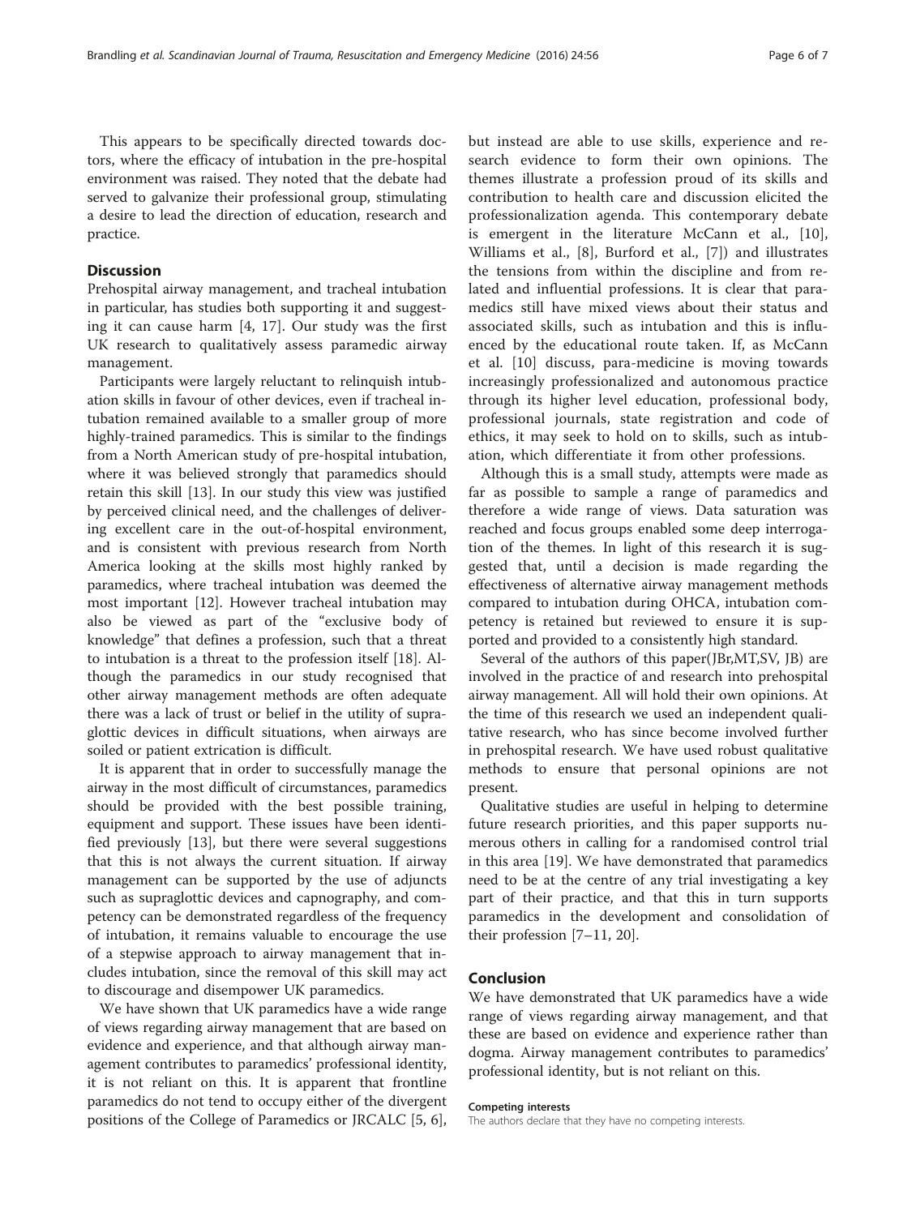This appears to be specifically directed towards doctors, where the efficacy of intubation in the pre-hospital environment was raised. They noted that the debate had served to galvanize their professional group, stimulating a desire to lead the direction of education, research and practice.

## Discussion

Prehospital airway management, and tracheal intubation in particular, has studies both supporting it and suggesting it can cause harm [4, 17]. Our study was the first UK research to qualitatively assess paramedic airway management.

Participants were largely reluctant to relinquish intubation skills in favour of other devices, even if tracheal intubation remained available to a smaller group of more highly-trained paramedics. This is similar to the findings from a North American study of pre-hospital intubation, where it was believed strongly that paramedics should retain this skill [13]. In our study this view was justified by perceived clinical need, and the challenges of delivering excellent care in the out-of-hospital environment, and is consistent with previous research from North America looking at the skills most highly ranked by paramedics, where tracheal intubation was deemed the most important [12]. However tracheal intubation may also be viewed as part of the "exclusive body of knowledge" that defines a profession, such that a threat to intubation is a threat to the profession itself [18]. Although the paramedics in our study recognised that other airway management methods are often adequate there was a lack of trust or belief in the utility of supraglottic devices in difficult situations, when airways are soiled or patient extrication is difficult.

It is apparent that in order to successfully manage the airway in the most difficult of circumstances, paramedics should be provided with the best possible training, equipment and support. These issues have been identified previously [13], but there were several suggestions that this is not always the current situation. If airway management can be supported by the use of adjuncts such as supraglottic devices and capnography, and competency can be demonstrated regardless of the frequency of intubation, it remains valuable to encourage the use of a stepwise approach to airway management that includes intubation, since the removal of this skill may act to discourage and disempower UK paramedics.

We have shown that UK paramedics have a wide range of views regarding airway management that are based on evidence and experience, and that although airway management contributes to paramedics' professional identity, it is not reliant on this. It is apparent that frontline paramedics do not tend to occupy either of the divergent positions of the College of Paramedics or JRCALC [5, 6], but instead are able to use skills, experience and research evidence to form their own opinions. The themes illustrate a profession proud of its skills and contribution to health care and discussion elicited the professionalization agenda. This contemporary debate is emergent in the literature McCann et al., [10], Williams et al., [8], Burford et al., [7]) and illustrates the tensions from within the discipline and from related and influential professions. It is clear that paramedics still have mixed views about their status and associated skills, such as intubation and this is influenced by the educational route taken. If, as McCann et al. [10] discuss, para-medicine is moving towards increasingly professionalized and autonomous practice through its higher level education, professional body, professional journals, state registration and code of ethics, it may seek to hold on to skills, such as intubation, which differentiate it from other professions.

Although this is a small study, attempts were made as far as possible to sample a range of paramedics and therefore a wide range of views. Data saturation was reached and focus groups enabled some deep interrogation of the themes. In light of this research it is suggested that, until a decision is made regarding the effectiveness of alternative airway management methods compared to intubation during OHCA, intubation competency is retained but reviewed to ensure it is supported and provided to a consistently high standard.

Several of the authors of this paper(JBr,MT,SV, JB) are involved in the practice of and research into prehospital airway management. All will hold their own opinions. At the time of this research we used an independent qualitative researcher, who has since become involved further in prehospital research. We have used robust qualitative methods to ensure that personal opinions are not present.

Qualitative studies are useful in helping to determine future research priorities, and this paper supports numerous others in calling for a randomised control trial in this area [19]. We have demonstrated that paramedics need to be at the centre of any trial investigating a key part of their practice, and that this in turn supports paramedics in the development and consolidation of their profession [7–11, 20].

## Conclusion

We have demonstrated that UK paramedics have a wide range of views regarding airway management, and that these are based on evidence and experience rather than dogma. Airway management contributes to paramedics' professional identity, but is not reliant on this.

#### Competing interests

The authors declare that they have no competing interests.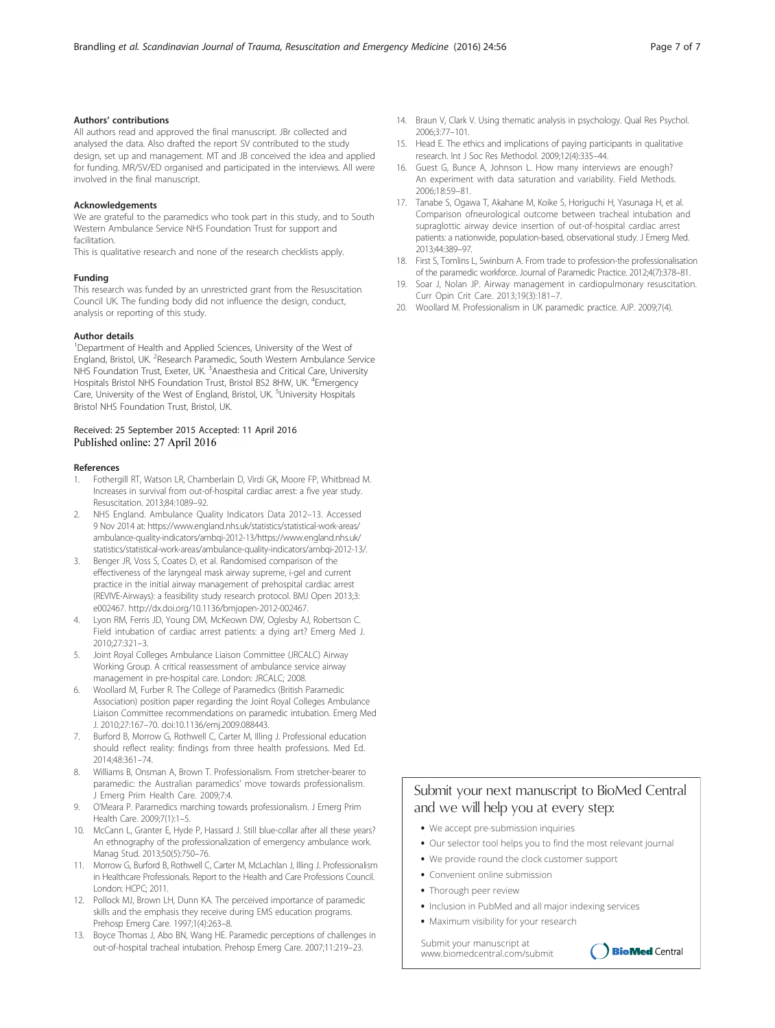#### Authors' contributions

All authors read and approved the final manuscript. JBr collected and analysed the data. Also drafted the report SV contributed to the study design, set up and management. MT and JB conceived the idea and applied for funding. MR/SV/ED organised and participated in the interviews. All were involved in the final manuscript.

#### Acknowledgements

We are grateful to the paramedics who took part in this study, and to South Western Ambulance Service NHS Foundation Trust for support and facilitation.

This is qualitative research and none of the research checklists apply.

#### Funding

This research was funded by an unrestricted grant from the Resuscitation Council UK. The funding body did not influence the design, conduct, analysis or reporting of this study.

#### Author details

[1]Department of Health and Applied Sciences, University of the West of England, Bristol, UK. [2]Research Paramedic, South Western Ambulance Service NHS Foundation Trust, Exeter, UK. [3]Anaesthesia and Critical Care, University Hospitals Bristol NHS Foundation Trust, Bristol BS2 8HW, UK. [4]Emergency Care, University of the West of England, Bristol, UK. [5]University Hospitals Bristol NHS Foundation Trust, Bristol, UK.

Received: 25 September 2015 Accepted: 11 April 2016
Published online: 27 April 2016

#### References

1. Fothergill RT, Watson LR, Chamberlain D, Virdi GK, Moore FP, Whitbread M. Increases in survival from out-of-hospital cardiac arrest: a five year study. Resuscitation. 2013;84:1089–92.
2. NHS England. Ambulance Quality Indicators Data 2012–13. Accessed 9 Nov 2014 at: https://www.england.nhs.uk/statistics/statistical-work-areas/ambulance-quality-indicators/ambqi-2012-13/https://www.england.nhs.uk/statistics/statistical-work-areas/ambulance-quality-indicators/ambqi-2012-13/.
3. Benger JR, Voss S, Coates D, et al. Randomised comparison of the effectiveness of the laryngeal mask airway supreme, i-gel and current practice in the initial airway management of prehospital cardiac arrest (REVIVE-Airways): a feasibility study research protocol. BMJ Open 2013;3: e002467. http://dx.doi.org/10.1136/bmjopen-2012-002467.
4. Lyon RM, Ferris JD, Young DM, McKeown DW, Oglesby AJ, Robertson C. Field intubation of cardiac arrest patients: a dying art? Emerg Med J. 2010;27:321–3.
5. Joint Royal Colleges Ambulance Liaison Committee (JRCALC) Airway Working Group. A critical reassessment of ambulance service airway management in pre-hospital care. London: JRCALC; 2008.
6. Woollard M, Furber R. The College of Paramedics (British Paramedic Association) position paper regarding the Joint Royal Colleges Ambulance Liaison Committee recommendations on paramedic intubation. Emerg Med J. 2010;27:167–70. doi:10.1136/emj.2009.088443.
7. Burford B, Morrow G, Rothwell C, Carter M, Illing J. Professional education should reflect reality: findings from three health professions. Med Ed. 2014;48:361–74.
8. Williams B, Onsman A, Brown T. Professionalism. From stretcher-bearer to paramedic: the Australian paramedics' move towards professionalism. J Emerg Prim Health Care. 2009;7:4.
9. O'Meara P. Paramedics marching towards professionalism. J Emerg Prim Health Care. 2009;7(1):1–5.
10. McCann L, Granter E, Hyde P, Hassard J. Still blue-collar after all these years? An ethnography of the professionalization of emergency ambulance work. Manag Stud. 2013;50(5):750–76.
11. Morrow G, Burford B, Rothwell C, Carter M, McLachlan J, Illing J. Professionalism in Healthcare Professionals. Report to the Health and Care Professions Council. London: HCPC; 2011.
12. Pollock MJ, Brown LH, Dunn KA. The perceived importance of paramedic skills and the emphasis they receive during EMS education programs. Prehosp Emerg Care. 1997;1(4):263–8.
13. Boyce Thomas J, Abo BN, Wang HE. Paramedic perceptions of challenges in out-of-hospital tracheal intubation. Prehosp Emerg Care. 2007;11:219–23.
14. Braun V, Clark V. Using thematic analysis in psychology. Qual Res Psychol. 2006;3:77–101.
15. Head E. The ethics and implications of paying participants in qualitative research. Int J Soc Res Methodol. 2009;12(4):335–44.
16. Guest G, Bunce A, Johnson L. How many interviews are enough? An experiment with data saturation and variability. Field Methods. 2006;18:59–81.
17. Tanabe S, Ogawa T, Akahane M, Koike S, Horiguchi H, Yasunaga H, et al. Comparison ofneurological outcome between tracheal intubation and supraglottic airway device insertion of out-of-hospital cardiac arrest patients: a nationwide, population-based, observational study. J Emerg Med. 2013;44:389–97.
18. First S, Tomlins L, Swinburn A. From trade to profession-the professionalisation of the paramedic workforce. Journal of Paramedic Practice. 2012;4(7):378–81.
19. Soar J, Nolan JP. Airway management in cardiopulmonary resuscitation. Curr Opin Crit Care. 2013;19(3):181–7.
20. Woollard M. Professionalism in UK paramedic practice. AJP. 2009;7(4).

Submit your next manuscript to BioMed Central and we will help you at every step:

- We accept pre-submission inquiries
- Our selector tool helps you to find the most relevant journal
- We provide round the clock customer support
- Convenient online submission
- Thorough peer review
- Inclusion in PubMed and all major indexing services
- Maximum visibility for your research

Submit your manuscript at
www.biomedcentral.com/submit

BioMed Central